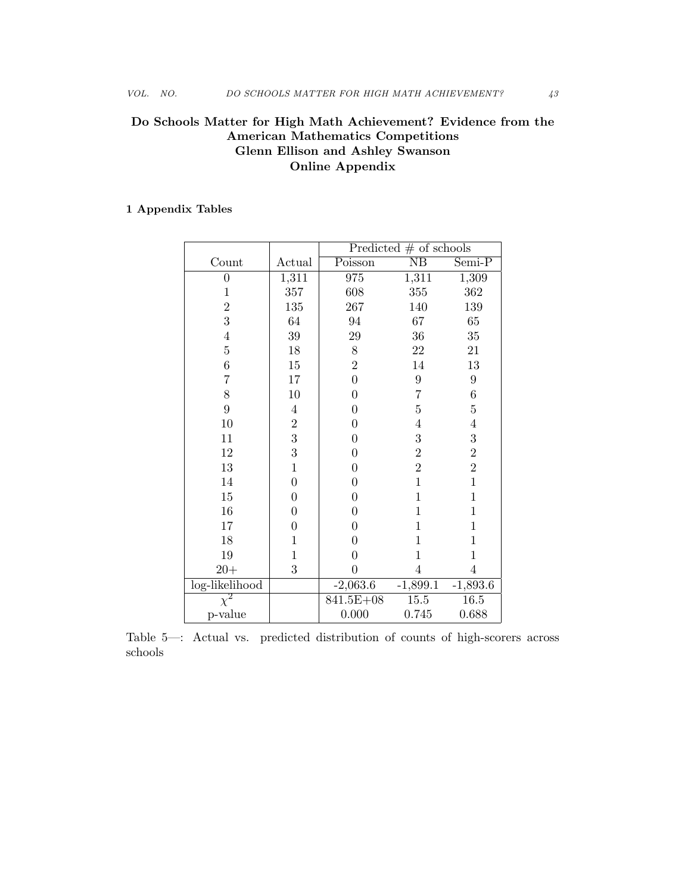**Do Schools Matter for High Math Achievement? Evidence from the American Mathematics Competitions**
**Glenn Ellison and Ashley Swanson**
**Online Appendix**

## 1 Appendix Tables

| | | Predicted # of schools | | |
|---|---|---|---|---|
| Count | Actual | Poisson | NB | Semi-P |
| 0 | 1,311 | 975 | 1,311 | 1,309 |
| 1 | 357 | 608 | 355 | 362 |
| 2 | 135 | 267 | 140 | 139 |
| 3 | 64 | 94 | 67 | 65 |
| 4 | 39 | 29 | 36 | 35 |
| 5 | 18 | 8 | 22 | 21 |
| 6 | 15 | 2 | 14 | 13 |
| 7 | 17 | 0 | 9 | 9 |
| 8 | 10 | 0 | 7 | 6 |
| 9 | 4 | 0 | 5 | 5 |
| 10 | 2 | 0 | 4 | 4 |
| 11 | 3 | 0 | 3 | 3 |
| 12 | 3 | 0 | 2 | 2 |
| 13 | 1 | 0 | 2 | 2 |
| 14 | 0 | 0 | 1 | 1 |
| 15 | 0 | 0 | 1 | 1 |
| 16 | 0 | 0 | 1 | 1 |
| 17 | 0 | 0 | 1 | 1 |
| 18 | 1 | 0 | 1 | 1 |
| 19 | 1 | 0 | 1 | 1 |
| 20+ | 3 | 0 | 4 | 4 |
| log-likelihood | | -2,063.6 | -1,899.1 | -1,893.6 |
| $\chi^2$ | | 841.5E+08 | 15.5 | 16.5 |
| p-value | | 0.000 | 0.745 | 0.688 |

Table 5—: Actual vs. predicted distribution of counts of high-scorers across schools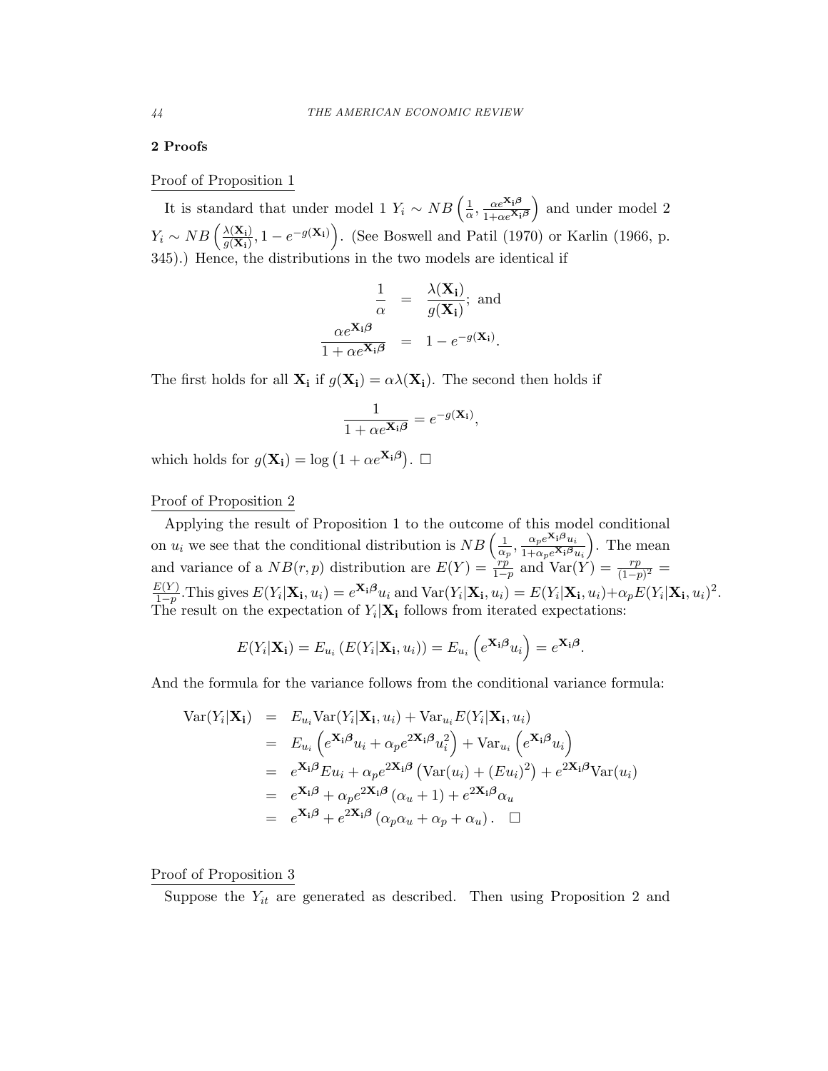## 2 Proofs

Proof of Proposition 1

It is standard that under model 1 $Y_i \sim NB\left(\frac{1}{\alpha}, \frac{\alpha e^{\mathbf{X_i}\boldsymbol{\beta}}}{1+\alpha e^{\mathbf{X_i}\boldsymbol{\beta}}}\right)$ and under model 2 $Y_i \sim NB\left(\frac{\lambda(\mathbf{X_i})}{g(\mathbf{X_i})}, 1 - e^{-g(\mathbf{X_i})}\right)$. (See Boswell and Patil (1970) or Karlin (1966, p. 345).) Hence, the distributions in the two models are identical if

$$\begin{aligned} \frac{1}{\alpha} &= \frac{\lambda(\mathbf{X_i})}{g(\mathbf{X_i})}; \text{ and} \\ \frac{\alpha e^{\mathbf{X_i}\boldsymbol{\beta}}}{1+\alpha e^{\mathbf{X_i}\boldsymbol{\beta}}} &= 1 - e^{-g(\mathbf{X_i})}. \end{aligned}$$

The first holds for all $\mathbf{X_i}$ if $g(\mathbf{X_i}) = \alpha\lambda(\mathbf{X_i})$. The second then holds if

$$\frac{1}{1+\alpha e^{\mathbf{X_i}\boldsymbol{\beta}}} = e^{-g(\mathbf{X_i})},$$

which holds for $g(\mathbf{X_i}) = \log\left(1 + \alpha e^{\mathbf{X_i}\boldsymbol{\beta}}\right)$. $\square$

Proof of Proposition 2

Applying the result of Proposition 1 to the outcome of this model conditional on $u_i$ we see that the conditional distribution is $NB\left(\frac{1}{\alpha_p}, \frac{\alpha_p e^{\mathbf{X_i}\boldsymbol{\beta}} u_i}{1+\alpha_p e^{\mathbf{X_i}\boldsymbol{\beta}} u_i}\right)$. The mean and variance of a $NB(r,p)$ distribution are $E(Y) = \frac{rp}{1-p}$ and $\text{Var}(Y) = \frac{rp}{(1-p)^2} = \frac{E(Y)}{1-p}$.This gives $E(Y_i|\mathbf{X_i}, u_i) = e^{\mathbf{X_i}\boldsymbol{\beta}} u_i$ and $\text{Var}(Y_i|\mathbf{X_i}, u_i) = E(Y_i|\mathbf{X_i}, u_i) + \alpha_p E(Y_i|\mathbf{X_i}, u_i)^2$. The result on the expectation of $Y_i|\mathbf{X_i}$ follows from iterated expectations:

$$E(Y_i|\mathbf{X_i}) = E_{u_i}\left(E(Y_i|\mathbf{X_i}, u_i)\right) = E_{u_i}\left(e^{\mathbf{X_i}\boldsymbol{\beta}} u_i\right) = e^{\mathbf{X_i}\boldsymbol{\beta}}.$$

And the formula for the variance follows from the conditional variance formula:

$$\begin{aligned} \text{Var}(Y_i|\mathbf{X_i}) &= E_{u_i}\text{Var}(Y_i|\mathbf{X_i}, u_i) + \text{Var}_{u_i} E(Y_i|\mathbf{X_i}, u_i) \\ &= E_{u_i}\left(e^{\mathbf{X_i}\boldsymbol{\beta}} u_i + \alpha_p e^{2\mathbf{X_i}\boldsymbol{\beta}} u_i^2\right) + \text{Var}_{u_i}\left(e^{\mathbf{X_i}\boldsymbol{\beta}} u_i\right) \\ &= e^{\mathbf{X_i}\boldsymbol{\beta}} E u_i + \alpha_p e^{2\mathbf{X_i}\boldsymbol{\beta}}\left(\text{Var}(u_i) + (E u_i)^2\right) + e^{2\mathbf{X_i}\boldsymbol{\beta}}\text{Var}(u_i) \\ &= e^{\mathbf{X_i}\boldsymbol{\beta}} + \alpha_p e^{2\mathbf{X_i}\boldsymbol{\beta}}\left(\alpha_u + 1\right) + e^{2\mathbf{X_i}\boldsymbol{\beta}}\alpha_u \\ &= e^{\mathbf{X_i}\boldsymbol{\beta}} + e^{2\mathbf{X_i}\boldsymbol{\beta}}\left(\alpha_p\alpha_u + \alpha_p + \alpha_u\right). \quad \square \end{aligned}$$

Proof of Proposition 3

Suppose the $Y_{it}$ are generated as described. Then using Proposition 2 and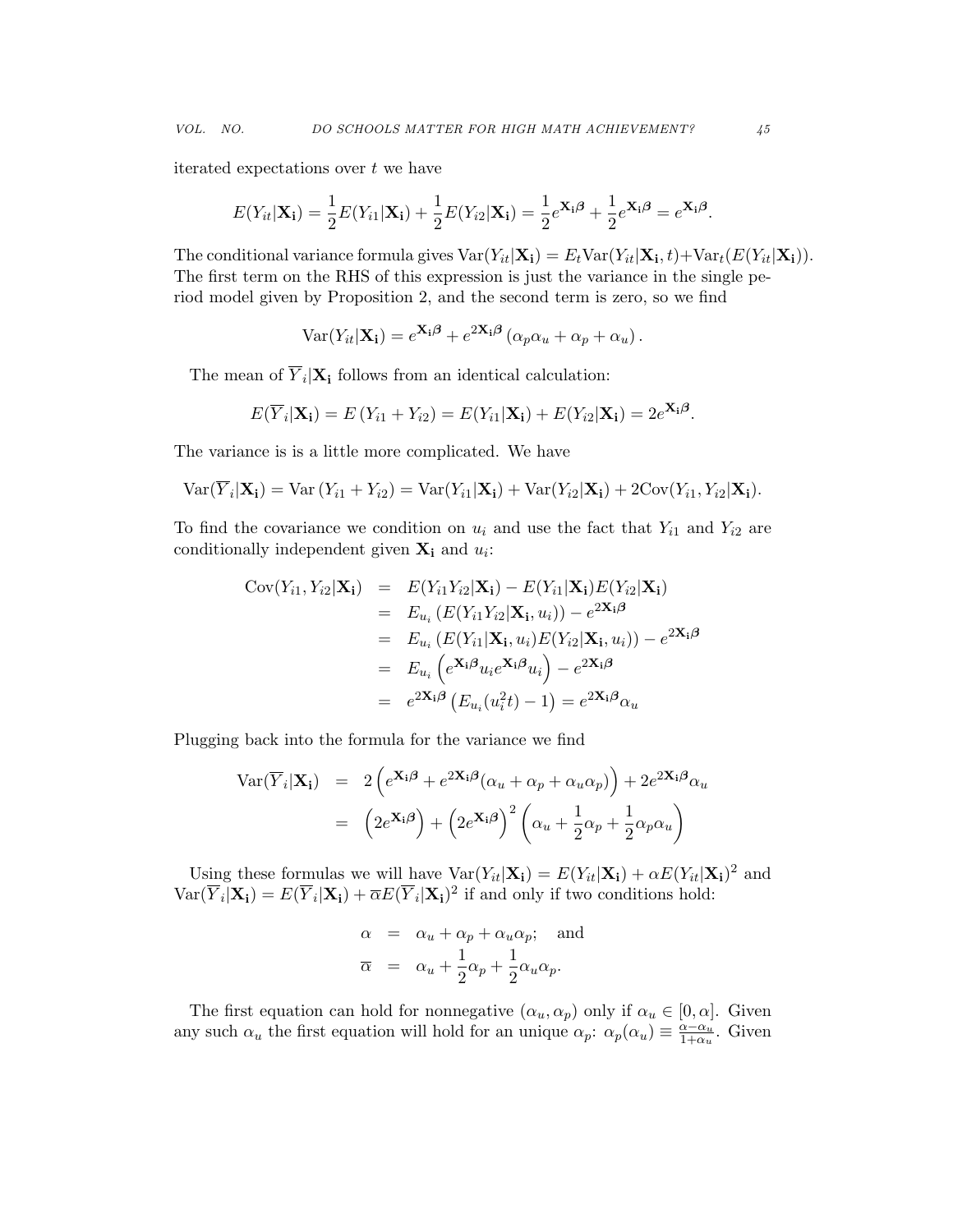iterated expectations over $t$ we have

$$E(Y_{it}|\mathbf{X_i}) = \frac{1}{2}E(Y_{i1}|\mathbf{X_i}) + \frac{1}{2}E(Y_{i2}|\mathbf{X_i}) = \frac{1}{2}e^{\mathbf{X_i}\boldsymbol{\beta}} + \frac{1}{2}e^{\mathbf{X_i}\boldsymbol{\beta}} = e^{\mathbf{X_i}\boldsymbol{\beta}}.$$

The conditional variance formula gives $\text{Var}(Y_{it}|\mathbf{X_i}) = E_t\text{Var}(Y_{it}|\mathbf{X_i}, t) + \text{Var}_t(E(Y_{it}|\mathbf{X_i}))$. The first term on the RHS of this expression is just the variance in the single period model given by Proposition 2, and the second term is zero, so we find

$$\text{Var}(Y_{it}|\mathbf{X_i}) = e^{\mathbf{X_i}\boldsymbol{\beta}} + e^{2\mathbf{X_i}\boldsymbol{\beta}}\left(\alpha_p\alpha_u + \alpha_p + \alpha_u\right).$$

The mean of $\overline{Y}_i|\mathbf{X_i}$ follows from an identical calculation:

$$E(\overline{Y}_i|\mathbf{X_i}) = E\left(Y_{i1} + Y_{i2}\right) = E(Y_{i1}|\mathbf{X_i}) + E(Y_{i2}|\mathbf{X_i}) = 2e^{\mathbf{X_i}\boldsymbol{\beta}}.$$

The variance is is a little more complicated. We have

$$\text{Var}(\overline{Y}_i|\mathbf{X_i}) = \text{Var}\left(Y_{i1} + Y_{i2}\right) = \text{Var}(Y_{i1}|\mathbf{X_i}) + \text{Var}(Y_{i2}|\mathbf{X_i}) + 2\text{Cov}(Y_{i1}, Y_{i2}|\mathbf{X_i}).$$

To find the covariance we condition on $u_i$ and use the fact that $Y_{i1}$ and $Y_{i2}$ are conditionally independent given $\mathbf{X_i}$ and $u_i$:

$$\begin{aligned}
\text{Cov}(Y_{i1}, Y_{i2}|\mathbf{X_i}) &= E(Y_{i1}Y_{i2}|\mathbf{X_i}) - E(Y_{i1}|\mathbf{X_i})E(Y_{i2}|\mathbf{X_i}) \\
&= E_{u_i}\left(E(Y_{i1}Y_{i2}|\mathbf{X_i}, u_i)\right) - e^{2\mathbf{X_i}\boldsymbol{\beta}} \\
&= E_{u_i}\left(E(Y_{i1}|\mathbf{X_i}, u_i)E(Y_{i2}|\mathbf{X_i}, u_i)\right) - e^{2\mathbf{X_i}\boldsymbol{\beta}} \\
&= E_{u_i}\left(e^{\mathbf{X_i}\boldsymbol{\beta}}u_i e^{\mathbf{X_i}\boldsymbol{\beta}}u_i\right) - e^{2\mathbf{X_i}\boldsymbol{\beta}} \\
&= e^{2\mathbf{X_i}\boldsymbol{\beta}}\left(E_{u_i}(u_i^2 t) - 1\right) = e^{2\mathbf{X_i}\boldsymbol{\beta}}\alpha_u
\end{aligned}$$

Plugging back into the formula for the variance we find

$$\begin{aligned}
\text{Var}(\overline{Y}_i|\mathbf{X_i}) &= 2\left(e^{\mathbf{X_i}\boldsymbol{\beta}} + e^{2\mathbf{X_i}\boldsymbol{\beta}}(\alpha_u + \alpha_p + \alpha_u\alpha_p)\right) + 2e^{2\mathbf{X_i}\boldsymbol{\beta}}\alpha_u \\
&= \left(2e^{\mathbf{X_i}\boldsymbol{\beta}}\right) + \left(2e^{\mathbf{X_i}\boldsymbol{\beta}}\right)^2\left(\alpha_u + \frac{1}{2}\alpha_p + \frac{1}{2}\alpha_p\alpha_u\right)
\end{aligned}$$

Using these formulas we will have $\text{Var}(Y_{it}|\mathbf{X_i}) = E(Y_{it}|\mathbf{X_i}) + \alpha E(Y_{it}|\mathbf{X_i})^2$ and $\text{Var}(\overline{Y}_i|\mathbf{X_i}) = E(\overline{Y}_i|\mathbf{X_i}) + \overline{\alpha}E(\overline{Y}_i|\mathbf{X_i})^2$ if and only if two conditions hold:

$$\begin{aligned}
\alpha &= \alpha_u + \alpha_p + \alpha_u\alpha_p; \quad \text{and} \\
\overline{\alpha} &= \alpha_u + \frac{1}{2}\alpha_p + \frac{1}{2}\alpha_u\alpha_p.
\end{aligned}$$

The first equation can hold for nonnegative $(\alpha_u, \alpha_p)$ only if $\alpha_u \in [0, \alpha]$. Given any such $\alpha_u$ the first equation will hold for an unique $\alpha_p$: $\alpha_p(\alpha_u) \equiv \frac{\alpha - \alpha_u}{1 + \alpha_u}$. Given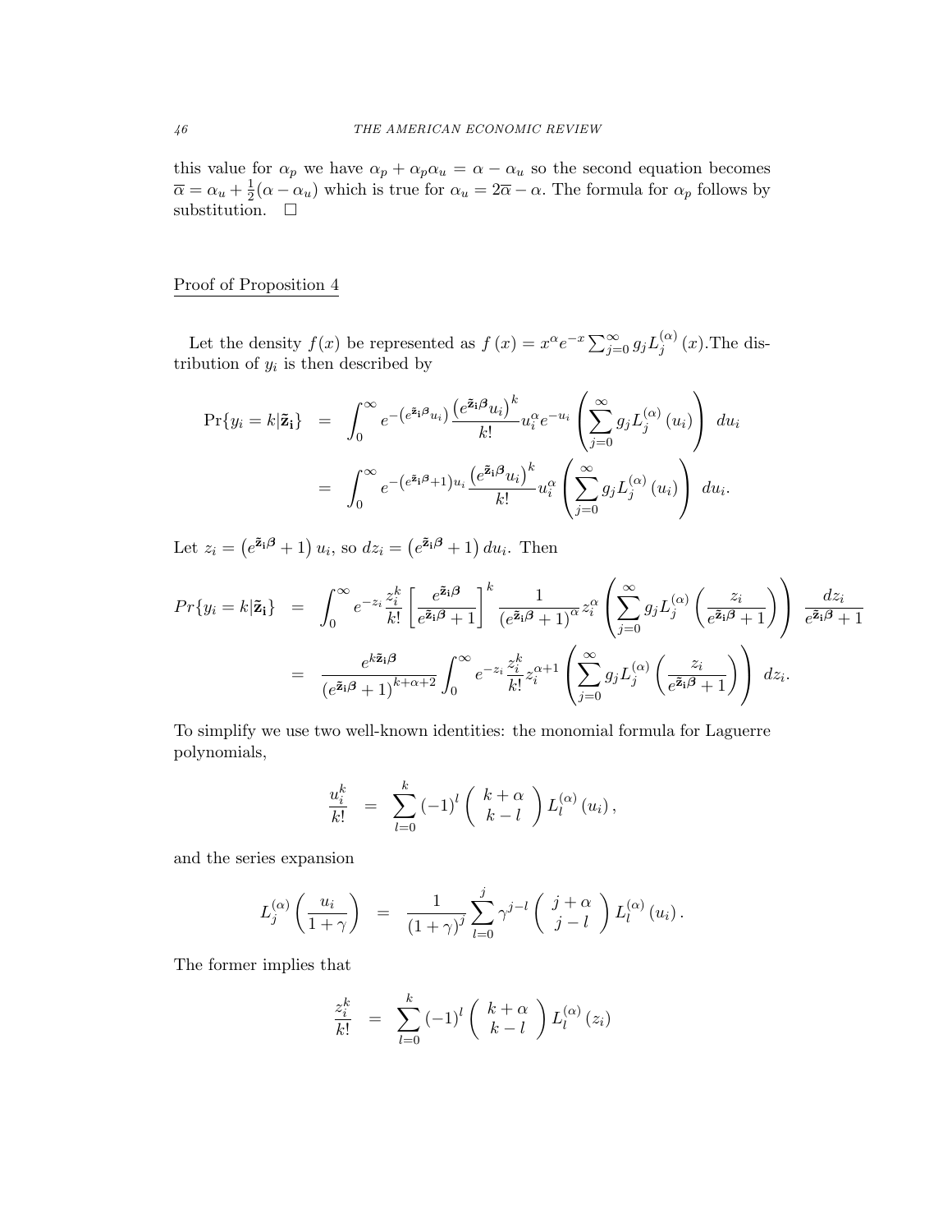this value for $\alpha_p$ we have $\alpha_p + \alpha_p\alpha_u = \alpha - \alpha_u$ so the second equation becomes $\overline{\alpha} = \alpha_u + \frac{1}{2}(\alpha - \alpha_u)$ which is true for $\alpha_u = 2\overline{\alpha} - \alpha$. The formula for $\alpha_p$ follows by substitution. $\square$

## Proof of Proposition 4

Let the density $f(x)$ be represented as $f(x) = x^{\alpha}e^{-x}\sum_{j=0}^{\infty} g_j L_j^{(\alpha)}(x)$.The distribution of $y_i$ is then described by

$$
\begin{aligned}
\Pr\{y_i = k|\tilde{\mathbf{z}}_\mathbf{i}\} &= \int_0^{\infty} e^{-\left(e^{\tilde{\mathbf{z}}_\mathbf{i}\boldsymbol{\beta}}u_i\right)} \frac{\left(e^{\tilde{\mathbf{z}}_\mathbf{i}\boldsymbol{\beta}}u_i\right)^k}{k!} u_i^{\alpha} e^{-u_i} \left(\sum_{j=0}^{\infty} g_j L_j^{(\alpha)}(u_i)\right) \, du_i \\
&= \int_0^{\infty} e^{-\left(e^{\tilde{\mathbf{z}}_\mathbf{i}\boldsymbol{\beta}}+1\right)u_i} \frac{\left(e^{\tilde{\mathbf{z}}_\mathbf{i}\boldsymbol{\beta}}u_i\right)^k}{k!} u_i^{\alpha} \left(\sum_{j=0}^{\infty} g_j L_j^{(\alpha)}(u_i)\right) \, du_i.
\end{aligned}
$$

Let $z_i = \left(e^{\tilde{\mathbf{z}}_\mathbf{i}\boldsymbol{\beta}} + 1\right)u_i$, so $dz_i = \left(e^{\tilde{\mathbf{z}}_\mathbf{i}\boldsymbol{\beta}} + 1\right)du_i$. Then

$$
\begin{aligned}
Pr\{y_i = k|\tilde{\mathbf{z}}_\mathbf{i}\} &= \int_0^{\infty} e^{-z_i} \frac{z_i^k}{k!} \left[\frac{e^{\tilde{\mathbf{z}}_\mathbf{i}\boldsymbol{\beta}}}{e^{\tilde{\mathbf{z}}_\mathbf{i}\boldsymbol{\beta}}+1}\right]^k \frac{1}{\left(e^{\tilde{\mathbf{z}}_\mathbf{i}\boldsymbol{\beta}}+1\right)^{\alpha}} z_i^{\alpha} \left(\sum_{j=0}^{\infty} g_j L_j^{(\alpha)}\left(\frac{z_i}{e^{\tilde{\mathbf{z}}_\mathbf{i}\boldsymbol{\beta}}+1}\right)\right) \frac{dz_i}{e^{\tilde{\mathbf{z}}_\mathbf{i}\boldsymbol{\beta}}+1} \\
&= \frac{e^{k\tilde{\mathbf{z}}_\mathbf{i}\boldsymbol{\beta}}}{\left(e^{\tilde{\mathbf{z}}_\mathbf{i}\boldsymbol{\beta}}+1\right)^{k+\alpha+2}} \int_0^{\infty} e^{-z_i} \frac{z_i^k}{k!} z_i^{\alpha+1} \left(\sum_{j=0}^{\infty} g_j L_j^{(\alpha)}\left(\frac{z_i}{e^{\tilde{\mathbf{z}}_\mathbf{i}\boldsymbol{\beta}}+1}\right)\right) \, dz_i.
\end{aligned}
$$

To simplify we use two well-known identities: the monomial formula for Laguerre polynomials,

$$
\frac{u_i^k}{k!} = \sum_{l=0}^{k} (-1)^l \binom{k+\alpha}{k-l} L_l^{(\alpha)}(u_i),
$$

and the series expansion

$$
L_j^{(\alpha)}\left(\frac{u_i}{1+\gamma}\right) = \frac{1}{(1+\gamma)^j} \sum_{l=0}^{j} \gamma^{j-l} \binom{j+\alpha}{j-l} L_l^{(\alpha)}(u_i).
$$

The former implies that

$$
\frac{z_i^k}{k!} = \sum_{l=0}^{k} (-1)^l \binom{k+\alpha}{k-l} L_l^{(\alpha)}(z_i)
$$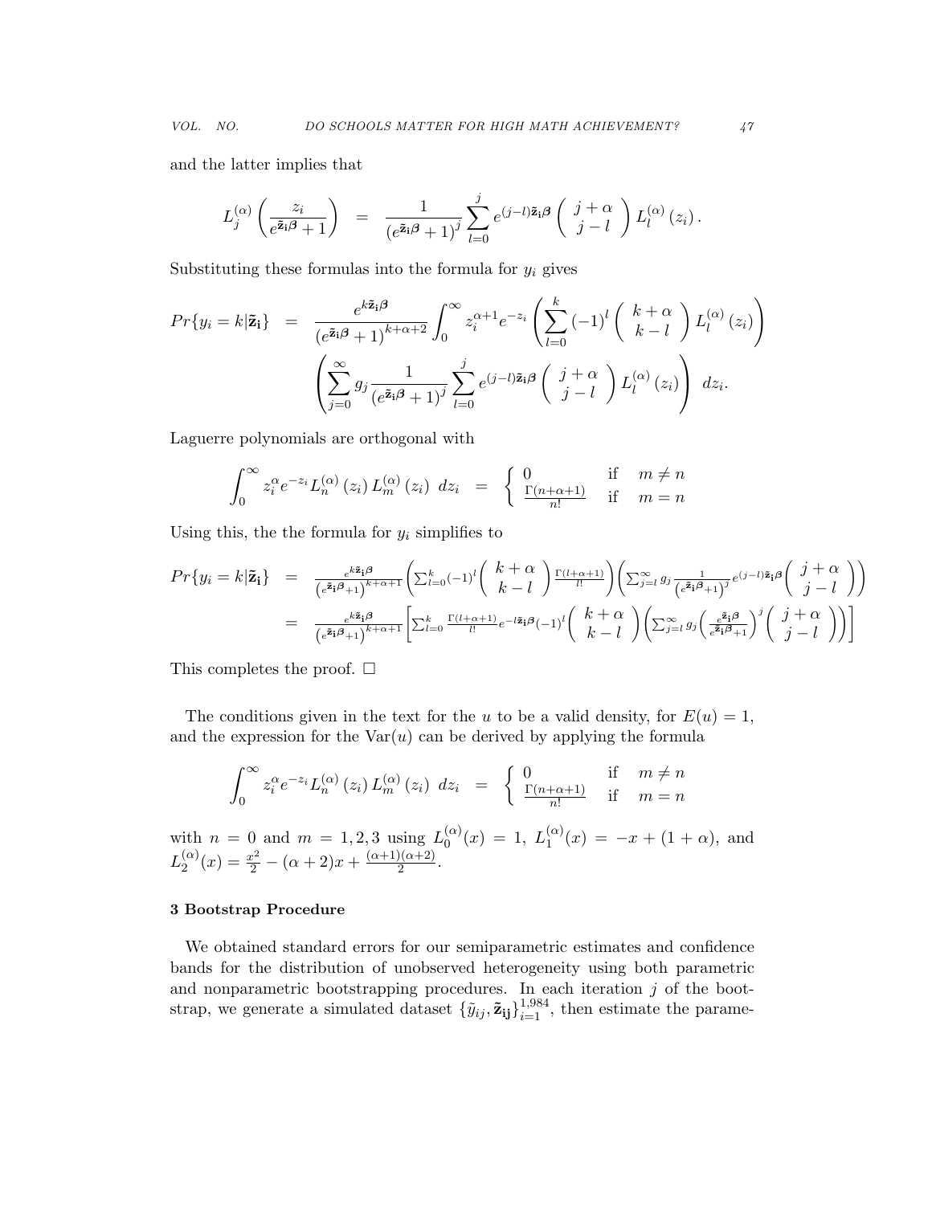and the latter implies that

$$L_j^{(\alpha)}\left(\frac{z_i}{e^{\tilde{\mathbf{z}}_{\mathbf{i}}\boldsymbol{\beta}}+1}\right) = \frac{1}{\left(e^{\tilde{\mathbf{z}}_{\mathbf{i}}\boldsymbol{\beta}}+1\right)^j}\sum_{l=0}^{j} e^{(j-l)\tilde{\mathbf{z}}_{\mathbf{i}}\boldsymbol{\beta}}\begin{pmatrix} j+\alpha \\ j-l \end{pmatrix} L_l^{(\alpha)}(z_i).$$

Substituting these formulas into the formula for $y_i$ gives

$$\begin{aligned} Pr\{y_i = k|\tilde{\mathbf{z}}_{\mathbf{i}}\} &= \frac{e^{k\tilde{\mathbf{z}}_{\mathbf{i}}\boldsymbol{\beta}}}{\left(e^{\tilde{\mathbf{z}}_{\mathbf{i}}\boldsymbol{\beta}}+1\right)^{k+\alpha+2}}\int_0^\infty z_i^{\alpha+1}e^{-z_i}\left(\sum_{l=0}^{k}(-1)^l\begin{pmatrix} k+\alpha \\ k-l \end{pmatrix}L_l^{(\alpha)}(z_i)\right) \\ &\quad \left(\sum_{j=0}^{\infty} g_j \frac{1}{\left(e^{\tilde{\mathbf{z}}_{\mathbf{i}}\boldsymbol{\beta}}+1\right)^j}\sum_{l=0}^{j} e^{(j-l)\tilde{\mathbf{z}}_{\mathbf{i}}\boldsymbol{\beta}}\begin{pmatrix} j+\alpha \\ j-l \end{pmatrix}L_l^{(\alpha)}(z_i)\right)\, dz_i. \end{aligned}$$

Laguerre polynomials are orthogonal with

$$\int_0^\infty z_i^\alpha e^{-z_i} L_n^{(\alpha)}(z_i)\, L_m^{(\alpha)}(z_i)\; dz_i = \begin{cases} 0 & \text{if} \quad m \neq n \\ \frac{\Gamma(n+\alpha+1)}{n!} & \text{if} \quad m = n \end{cases}$$

Using this, the the formula for $y_i$ simplifies to

$$\begin{aligned} Pr\{y_i = k|\tilde{\mathbf{z}}_{\mathbf{i}}\} &= \frac{e^{k\tilde{\mathbf{z}}_{\mathbf{i}}\boldsymbol{\beta}}}{\left(e^{\tilde{\mathbf{z}}_{\mathbf{i}}\boldsymbol{\beta}}+1\right)^{k+\alpha+1}}\left(\sum_{l=0}^{k}(-1)^l\begin{pmatrix} k+\alpha \\ k-l \end{pmatrix}\frac{\Gamma(l+\alpha+1)}{l!}\right)\left(\sum_{j=l}^{\infty} g_j \frac{1}{\left(e^{\tilde{\mathbf{z}}_{\mathbf{i}}\boldsymbol{\beta}}+1\right)^j} e^{(j-l)\tilde{\mathbf{z}}_{\mathbf{i}}\boldsymbol{\beta}}\begin{pmatrix} j+\alpha \\ j-l \end{pmatrix}\right) \\ &= \frac{e^{k\tilde{\mathbf{z}}_{\mathbf{i}}\boldsymbol{\beta}}}{\left(e^{\tilde{\mathbf{z}}_{\mathbf{i}}\boldsymbol{\beta}}+1\right)^{k+\alpha+1}}\left[\sum_{l=0}^{k}\frac{\Gamma(l+\alpha+1)}{l!}e^{-l\tilde{\mathbf{z}}_{\mathbf{i}}\boldsymbol{\beta}}(-1)^l\begin{pmatrix} k+\alpha \\ k-l \end{pmatrix}\left(\sum_{j=l}^{\infty} g_j\left(\frac{e^{\tilde{\mathbf{z}}_{\mathbf{i}}\boldsymbol{\beta}}}{e^{\tilde{\mathbf{z}}_{\mathbf{i}}\boldsymbol{\beta}}+1}\right)^j\begin{pmatrix} j+\alpha \\ j-l \end{pmatrix}\right)\right] \end{aligned}$$

This completes the proof. □

The conditions given in the text for the $u$ to be a valid density, for $E(u) = 1$, and the expression for the $\text{Var}(u)$ can be derived by applying the formula

$$\int_0^\infty z_i^\alpha e^{-z_i} L_n^{(\alpha)}(z_i)\, L_m^{(\alpha)}(z_i)\; dz_i = \begin{cases} 0 & \text{if} \quad m \neq n \\ \frac{\Gamma(n+\alpha+1)}{n!} & \text{if} \quad m = n \end{cases}$$

with $n = 0$ and $m = 1, 2, 3$ using $L_0^{(\alpha)}(x) = 1$, $L_1^{(\alpha)}(x) = -x + (1+\alpha)$, and $L_2^{(\alpha)}(x) = \frac{x^2}{2} - (\alpha+2)x + \frac{(\alpha+1)(\alpha+2)}{2}$.

### 3 Bootstrap Procedure

We obtained standard errors for our semiparametric estimates and confidence bands for the distribution of unobserved heterogeneity using both parametric and nonparametric bootstrapping procedures. In each iteration $j$ of the bootstrap, we generate a simulated dataset $\{\tilde{y}_{ij}, \tilde{\mathbf{z}}_{\mathbf{ij}}\}_{i=1}^{1,984}$, then estimate the parame-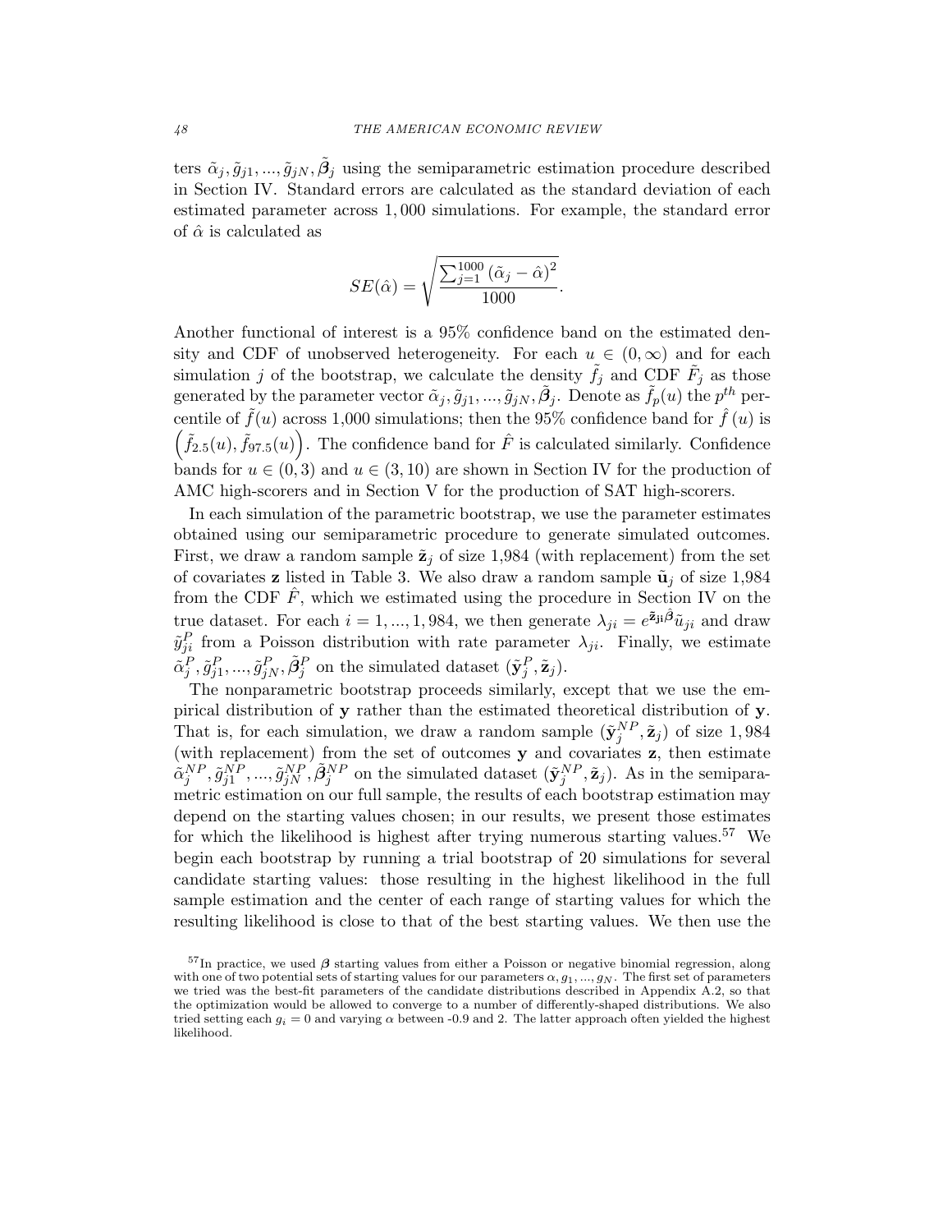ters $\tilde{\alpha}_j, \tilde{g}_{j1}, ..., \tilde{g}_{jN}, \tilde{\boldsymbol{\beta}}_j$ using the semiparametric estimation procedure described in Section IV. Standard errors are calculated as the standard deviation of each estimated parameter across 1,000 simulations. For example, the standard error of $\hat{\alpha}$ is calculated as

$$SE(\hat{\alpha}) = \sqrt{\frac{\sum_{j=1}^{1000} (\tilde{\alpha}_j - \hat{\alpha})^2}{1000}}.$$

Another functional of interest is a 95% confidence band on the estimated density and CDF of unobserved heterogeneity. For each $u \in (0, \infty)$ and for each simulation $j$ of the bootstrap, we calculate the density $\tilde{f}_j$ and CDF $\tilde{F}_j$ as those generated by the parameter vector $\tilde{\alpha}_j, \tilde{g}_{j1}, ..., \tilde{g}_{jN}, \tilde{\boldsymbol{\beta}}_j$. Denote as $\tilde{f}_p(u)$ the $p^{th}$ percentile of $\tilde{f}(u)$ across 1,000 simulations; then the 95% confidence band for $\hat{f}(u)$ is $\left(\tilde{f}_{2.5}(u), \tilde{f}_{97.5}(u)\right)$. The confidence band for $\hat{F}$ is calculated similarly. Confidence bands for $u \in (0, 3)$ and $u \in (3, 10)$ are shown in Section IV for the production of AMC high-scorers and in Section V for the production of SAT high-scorers.

In each simulation of the parametric bootstrap, we use the parameter estimates obtained using our semiparametric procedure to generate simulated outcomes. First, we draw a random sample $\tilde{\mathbf{z}}_j$ of size 1,984 (with replacement) from the set of covariates $\mathbf{z}$ listed in Table 3. We also draw a random sample $\tilde{\mathbf{u}}_j$ of size 1,984 from the CDF $\hat{F}$, which we estimated using the procedure in Section IV on the true dataset. For each $i = 1, ..., 1,984$, we then generate $\lambda_{ji} = e^{\tilde{\mathbf{z}}_{\mathbf{ji}}\hat{\boldsymbol{\beta}}}\tilde{u}_{ji}$ and draw $\tilde{y}^P_{ji}$ from a Poisson distribution with rate parameter $\lambda_{ji}$. Finally, we estimate $\tilde{\alpha}^P_j, \tilde{g}^P_{j1}, ..., \tilde{g}^P_{jN}, \tilde{\boldsymbol{\beta}}^P_j$ on the simulated dataset $(\tilde{\mathbf{y}}^P_j, \tilde{\mathbf{z}}_j)$.

The nonparametric bootstrap proceeds similarly, except that we use the empirical distribution of $\mathbf{y}$ rather than the estimated theoretical distribution of $\mathbf{y}$. That is, for each simulation, we draw a random sample $(\tilde{\mathbf{y}}^{NP}_j, \tilde{\mathbf{z}}_j)$ of size 1,984 (with replacement) from the set of outcomes $\mathbf{y}$ and covariates $\mathbf{z}$, then estimate $\tilde{\alpha}^{NP}_j, \tilde{g}^{NP}_{j1}, ..., \tilde{g}^{NP}_{jN}, \tilde{\boldsymbol{\beta}}^{NP}_j$ on the simulated dataset $(\tilde{\mathbf{y}}^{NP}_j, \tilde{\mathbf{z}}_j)$. As in the semiparametric estimation on our full sample, the results of each bootstrap estimation may depend on the starting values chosen; in our results, we present those estimates for which the likelihood is highest after trying numerous starting values.[57] We begin each bootstrap by running a trial bootstrap of 20 simulations for several candidate starting values: those resulting in the highest likelihood in the full sample estimation and the center of each range of starting values for which the resulting likelihood is close to that of the best starting values. We then use the

[57]In practice, we used $\boldsymbol{\beta}$ starting values from either a Poisson or negative binomial regression, along with one of two potential sets of starting values for our parameters $\alpha, g_1, ..., g_N$. The first set of parameters we tried was the best-fit parameters of the candidate distributions described in Appendix A.2, so that the optimization would be allowed to converge to a number of differently-shaped distributions. We also tried setting each $g_i = 0$ and varying $\alpha$ between -0.9 and 2. The latter approach often yielded the highest likelihood.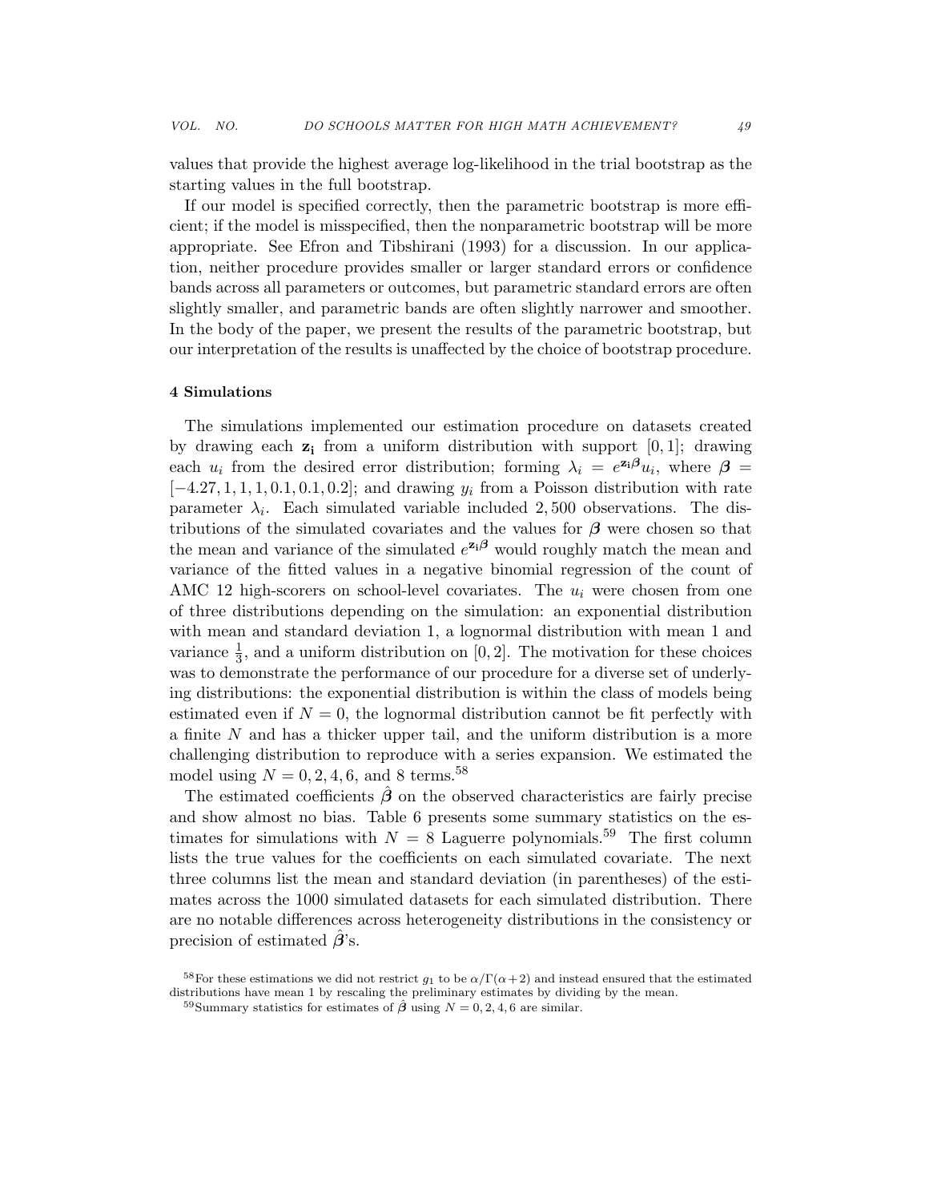values that provide the highest average log-likelihood in the trial bootstrap as the starting values in the full bootstrap.

If our model is specified correctly, then the parametric bootstrap is more efficient; if the model is misspecified, then the nonparametric bootstrap will be more appropriate. See Efron and Tibshirani (1993) for a discussion. In our application, neither procedure provides smaller or larger standard errors or confidence bands across all parameters or outcomes, but parametric standard errors are often slightly smaller, and parametric bands are often slightly narrower and smoother. In the body of the paper, we present the results of the parametric bootstrap, but our interpretation of the results is unaffected by the choice of bootstrap procedure.

### 4 Simulations

The simulations implemented our estimation procedure on datasets created by drawing each $\mathbf{z_i}$ from a uniform distribution with support $[0, 1]$; drawing each $u_i$ from the desired error distribution; forming $\lambda_i = e^{\mathbf{z_i}\boldsymbol{\beta}}u_i$, where $\boldsymbol{\beta} = [-4.27, 1, 1, 1, 0.1, 0.1, 0.2]$; and drawing $y_i$ from a Poisson distribution with rate parameter $\lambda_i$. Each simulated variable included $2,500$ observations. The distributions of the simulated covariates and the values for $\boldsymbol{\beta}$ were chosen so that the mean and variance of the simulated $e^{\mathbf{z_i}\boldsymbol{\beta}}$ would roughly match the mean and variance of the fitted values in a negative binomial regression of the count of AMC 12 high-scorers on school-level covariates. The $u_i$ were chosen from one of three distributions depending on the simulation: an exponential distribution with mean and standard deviation 1, a lognormal distribution with mean 1 and variance $\frac{1}{3}$, and a uniform distribution on $[0, 2]$. The motivation for these choices was to demonstrate the performance of our procedure for a diverse set of underlying distributions: the exponential distribution is within the class of models being estimated even if $N = 0$, the lognormal distribution cannot be fit perfectly with a finite $N$ and has a thicker upper tail, and the uniform distribution is a more challenging distribution to reproduce with a series expansion. We estimated the model using $N = 0, 2, 4, 6$, and 8 terms.[58]

The estimated coefficients $\hat{\boldsymbol{\beta}}$ on the observed characteristics are fairly precise and show almost no bias. Table 6 presents some summary statistics on the estimates for simulations with $N = 8$ Laguerre polynomials.[59] The first column lists the true values for the coefficients on each simulated covariate. The next three columns list the mean and standard deviation (in parentheses) of the estimates across the 1000 simulated datasets for each simulated distribution. There are no notable differences across heterogeneity distributions in the consistency or precision of estimated $\hat{\boldsymbol{\beta}}$'s.

[58] For these estimations we did not restrict $g_1$ to be $\alpha/\Gamma(\alpha+2)$ and instead ensured that the estimated distributions have mean 1 by rescaling the preliminary estimates by dividing by the mean.

[59] Summary statistics for estimates of $\hat{\boldsymbol{\beta}}$ using $N = 0, 2, 4, 6$ are similar.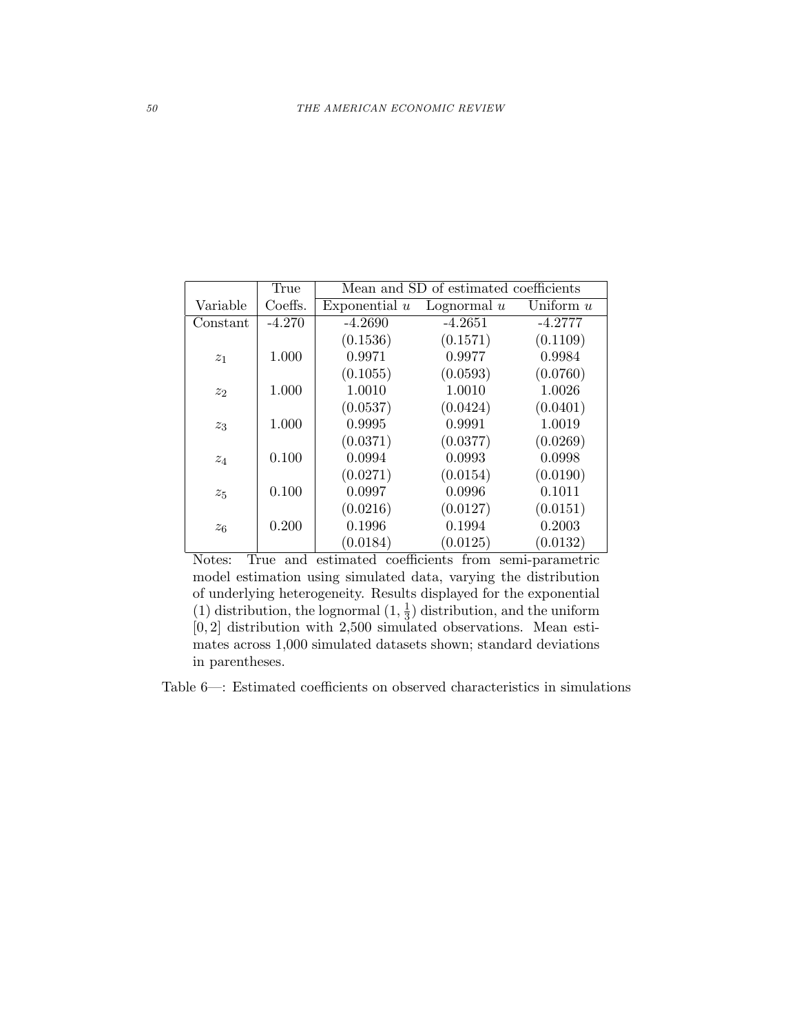| | True | Mean and SD of estimated coefficients | | |
|---|---|---|---|---|
| Variable | Coeffs. | Exponential $u$ | Lognormal $u$ | Uniform $u$ |
| Constant | -4.270 | -4.2690 | -4.2651 | -4.2777 |
| | | (0.1536) | (0.1571) | (0.1109) |
| $z_1$ | 1.000 | 0.9971 | 0.9977 | 0.9984 |
| | | (0.1055) | (0.0593) | (0.0760) |
| $z_2$ | 1.000 | 1.0010 | 1.0010 | 1.0026 |
| | | (0.0537) | (0.0424) | (0.0401) |
| $z_3$ | 1.000 | 0.9995 | 0.9991 | 1.0019 |
| | | (0.0371) | (0.0377) | (0.0269) |
| $z_4$ | 0.100 | 0.0994 | 0.0993 | 0.0998 |
| | | (0.0271) | (0.0154) | (0.0190) |
| $z_5$ | 0.100 | 0.0997 | 0.0996 | 0.1011 |
| | | (0.0216) | (0.0127) | (0.0151) |
| $z_6$ | 0.200 | 0.1996 | 0.1994 | 0.2003 |
| | | (0.0184) | (0.0125) | (0.0132) |

Notes: True and estimated coefficients from semi-parametric model estimation using simulated data, varying the distribution of underlying heterogeneity. Results displayed for the exponential (1) distribution, the lognormal $(1, \frac{1}{3})$ distribution, and the uniform $[0, 2]$ distribution with 2,500 simulated observations. Mean estimates across 1,000 simulated datasets shown; standard deviations in parentheses.

Table 6—: Estimated coefficients on observed characteristics in simulations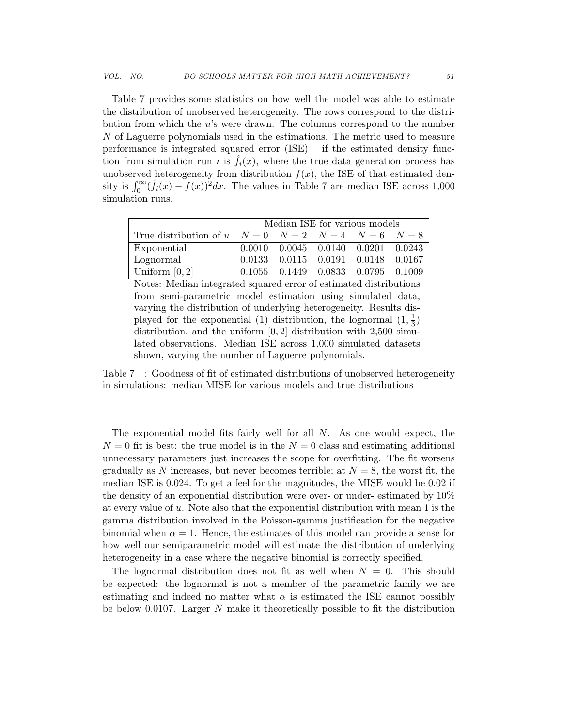Table 7 provides some statistics on how well the model was able to estimate the distribution of unobserved heterogeneity. The rows correspond to the distribution from which the $u$'s were drawn. The columns correspond to the number $N$ of Laguerre polynomials used in the estimations. The metric used to measure performance is integrated squared error (ISE) – if the estimated density function from simulation run $i$ is $\hat{f}_i(x)$, where the true data generation process has unobserved heterogeneity from distribution $f(x)$, the ISE of that estimated density is $\int_0^\infty (\hat{f}_i(x) - f(x))^2 dx$. The values in Table 7 are median ISE across 1,000 simulation runs.

| | Median ISE for various models | | | | |
|---|---|---|---|---|---|
| True distribution of $u$ | $N = 0$ | $N = 2$ | $N = 4$ | $N = 6$ | $N = 8$ |
| Exponential | 0.0010 | 0.0045 | 0.0140 | 0.0201 | 0.0243 |
| Lognormal | 0.0133 | 0.0115 | 0.0191 | 0.0148 | 0.0167 |
| Uniform $[0, 2]$ | 0.1055 | 0.1449 | 0.0833 | 0.0795 | 0.1009 |

Notes: Median integrated squared error of estimated distributions from semi-parametric model estimation using simulated data, varying the distribution of underlying heterogeneity. Results displayed for the exponential (1) distribution, the lognormal $(1, \frac{1}{3})$ distribution, and the uniform $[0, 2]$ distribution with 2,500 simulated observations. Median ISE across 1,000 simulated datasets shown, varying the number of Laguerre polynomials.

Table 7—: Goodness of fit of estimated distributions of unobserved heterogeneity in simulations: median MISE for various models and true distributions

The exponential model fits fairly well for all $N$. As one would expect, the $N = 0$ fit is best: the true model is in the $N = 0$ class and estimating additional unnecessary parameters just increases the scope for overfitting. The fit worsens gradually as $N$ increases, but never becomes terrible; at $N = 8$, the worst fit, the median ISE is 0.024. To get a feel for the magnitudes, the MISE would be 0.02 if the density of an exponential distribution were over- or under- estimated by 10% at every value of $u$. Note also that the exponential distribution with mean 1 is the gamma distribution involved in the Poisson-gamma justification for the negative binomial when $\alpha = 1$. Hence, the estimates of this model can provide a sense for how well our semiparametric model will estimate the distribution of underlying heterogeneity in a case where the negative binomial is correctly specified.

The lognormal distribution does not fit as well when $N = 0$. This should be expected: the lognormal is not a member of the parametric family we are estimating and indeed no matter what $\alpha$ is estimated the ISE cannot possibly be below 0.0107. Larger $N$ make it theoretically possible to fit the distribution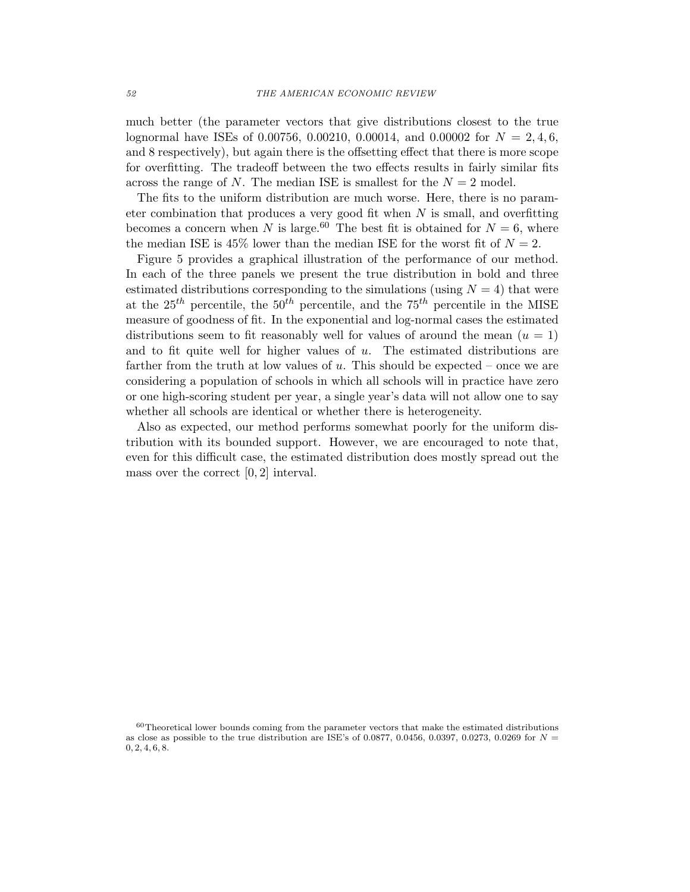much better (the parameter vectors that give distributions closest to the true lognormal have ISEs of 0.00756, 0.00210, 0.00014, and 0.00002 for $N = 2, 4, 6$, and 8 respectively), but again there is the offsetting effect that there is more scope for overfitting. The tradeoff between the two effects results in fairly similar fits across the range of $N$. The median ISE is smallest for the $N = 2$ model.

The fits to the uniform distribution are much worse. Here, there is no parameter combination that produces a very good fit when $N$ is small, and overfitting becomes a concern when $N$ is large.[60] The best fit is obtained for $N = 6$, where the median ISE is 45% lower than the median ISE for the worst fit of $N = 2$.

Figure 5 provides a graphical illustration of the performance of our method. In each of the three panels we present the true distribution in bold and three estimated distributions corresponding to the simulations (using $N = 4$) that were at the $25^{th}$ percentile, the $50^{th}$ percentile, and the $75^{th}$ percentile in the MISE measure of goodness of fit. In the exponential and log-normal cases the estimated distributions seem to fit reasonably well for values of around the mean ($u = 1$) and to fit quite well for higher values of $u$. The estimated distributions are farther from the truth at low values of $u$. This should be expected – once we are considering a population of schools in which all schools will in practice have zero or one high-scoring student per year, a single year's data will not allow one to say whether all schools are identical or whether there is heterogeneity.

Also as expected, our method performs somewhat poorly for the uniform distribution with its bounded support. However, we are encouraged to note that, even for this difficult case, the estimated distribution does mostly spread out the mass over the correct $[0, 2]$ interval.

[60]Theoretical lower bounds coming from the parameter vectors that make the estimated distributions as close as possible to the true distribution are ISE's of 0.0877, 0.0456, 0.0397, 0.0273, 0.0269 for $N = 0, 2, 4, 6, 8$.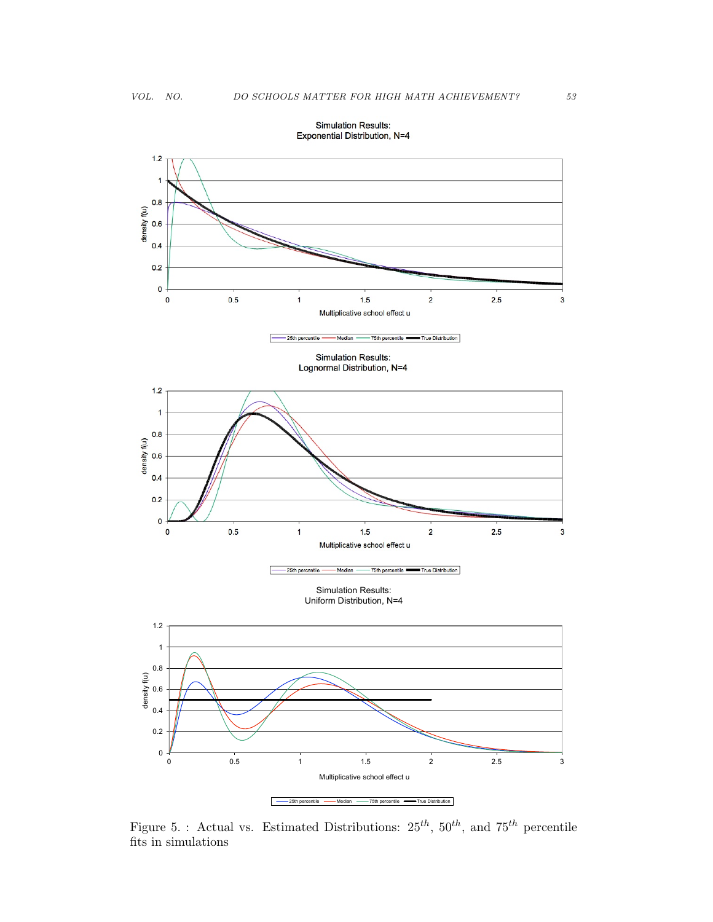Simulation Results:
Exponential Distribution, N=4

1.2
1
0.8
0.6
0.4
0.2
0

density f(u)

0 0.5 1 1.5 2 2.5 3

Multiplicative school effect u

25th percentile — Median — 75th percentile — True Distribution

Simulation Results:
Lognormal Distribution, N=4

1.2
1
0.8
0.6
0.4
0.2
0

density f(u)

0 0.5 1 1.5 2 2.5 3

Multiplicative school effect u

25th percentile — Median — 75th percentile — True Distribution

Simulation Results:
Uniform Distribution, N=4

1.2
1
0.8
0.6
0.4
0.2
0

density f(u)

0 0.5 1 1.5 2 2.5 3

Multiplicative school effect u

25th percentile — Median — 75th percentile — True Distribution

Figure 5. : Actual vs. Estimated Distributions: $25^{th}$, $50^{th}$, and $75^{th}$ percentile fits in simulations